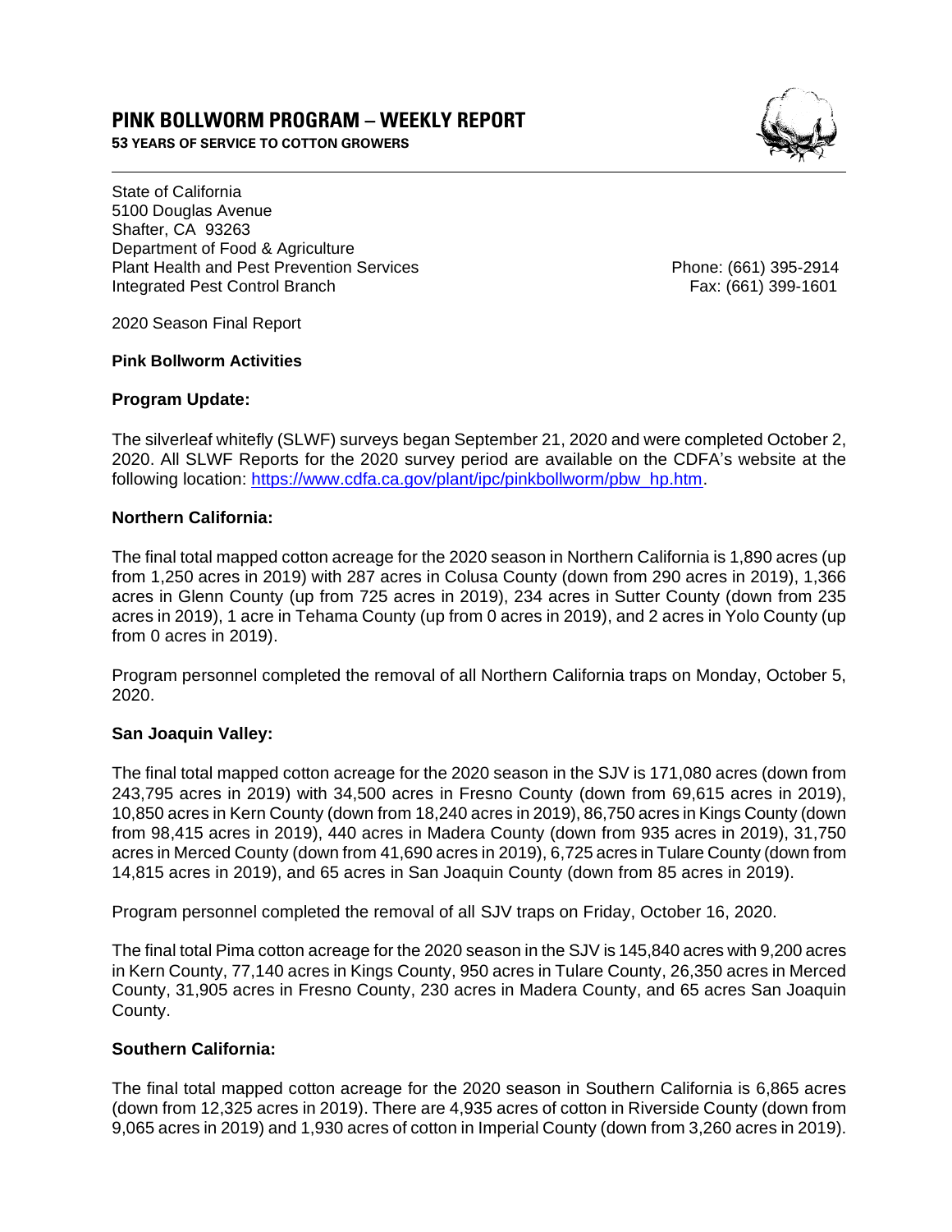# PINK BOLLWORM PROGRAM – WEEKLY REPORT

**53 YEARS OF SERVICE TO COTTON GROWERS**

State of California
5100 Douglas Avenue
Shafter, CA 93263
Department of Food & Agriculture
Plant Health and Pest Prevention Services
Integrated Pest Control Branch

Phone: (661) 395-2914
Fax: (661) 399-1601

2020 Season Final Report

**Pink Bollworm Activities**

## Program Update:

The silverleaf whitefly (SLWF) surveys began September 21, 2020 and were completed October 2, 2020. All SLWF Reports for the 2020 survey period are available on the CDFA's website at the following location: https://www.cdfa.ca.gov/plant/ipc/pinkbollworm/pbw_hp.htm.

## Northern California:

The final total mapped cotton acreage for the 2020 season in Northern California is 1,890 acres (up from 1,250 acres in 2019) with 287 acres in Colusa County (down from 290 acres in 2019), 1,366 acres in Glenn County (up from 725 acres in 2019), 234 acres in Sutter County (down from 235 acres in 2019), 1 acre in Tehama County (up from 0 acres in 2019), and 2 acres in Yolo County (up from 0 acres in 2019).

Program personnel completed the removal of all Northern California traps on Monday, October 5, 2020.

## San Joaquin Valley:

The final total mapped cotton acreage for the 2020 season in the SJV is 171,080 acres (down from 243,795 acres in 2019) with 34,500 acres in Fresno County (down from 69,615 acres in 2019), 10,850 acres in Kern County (down from 18,240 acres in 2019), 86,750 acres in Kings County (down from 98,415 acres in 2019), 440 acres in Madera County (down from 935 acres in 2019), 31,750 acres in Merced County (down from 41,690 acres in 2019), 6,725 acres in Tulare County (down from 14,815 acres in 2019), and 65 acres in San Joaquin County (down from 85 acres in 2019).

Program personnel completed the removal of all SJV traps on Friday, October 16, 2020.

The final total Pima cotton acreage for the 2020 season in the SJV is 145,840 acres with 9,200 acres in Kern County, 77,140 acres in Kings County, 950 acres in Tulare County, 26,350 acres in Merced County, 31,905 acres in Fresno County, 230 acres in Madera County, and 65 acres San Joaquin County.

## Southern California:

The final total mapped cotton acreage for the 2020 season in Southern California is 6,865 acres (down from 12,325 acres in 2019). There are 4,935 acres of cotton in Riverside County (down from 9,065 acres in 2019) and 1,930 acres of cotton in Imperial County (down from 3,260 acres in 2019).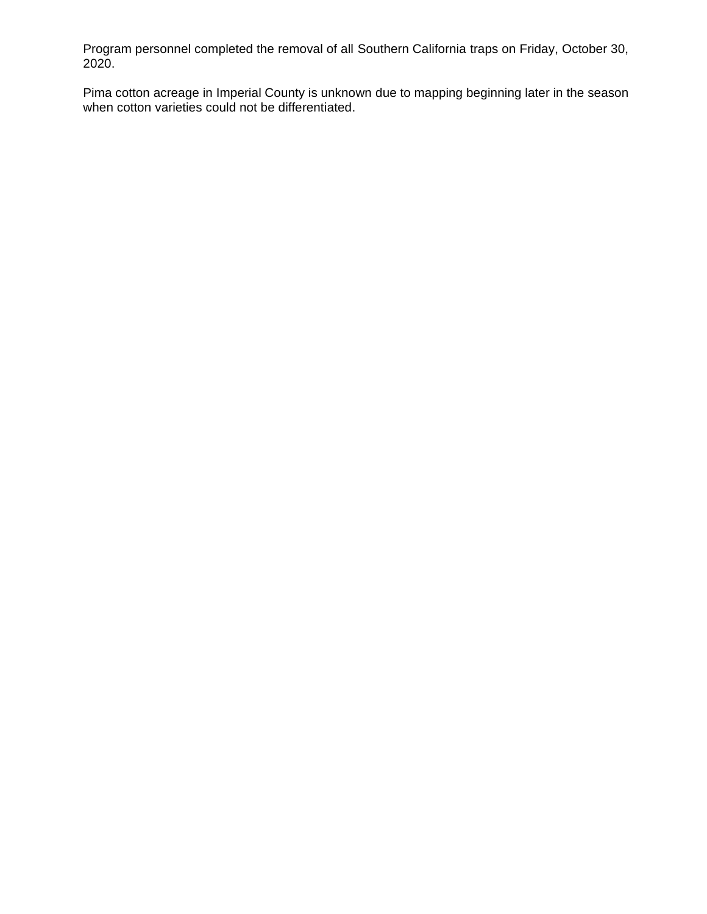Program personnel completed the removal of all Southern California traps on Friday, October 30, 2020.

Pima cotton acreage in Imperial County is unknown due to mapping beginning later in the season when cotton varieties could not be differentiated.